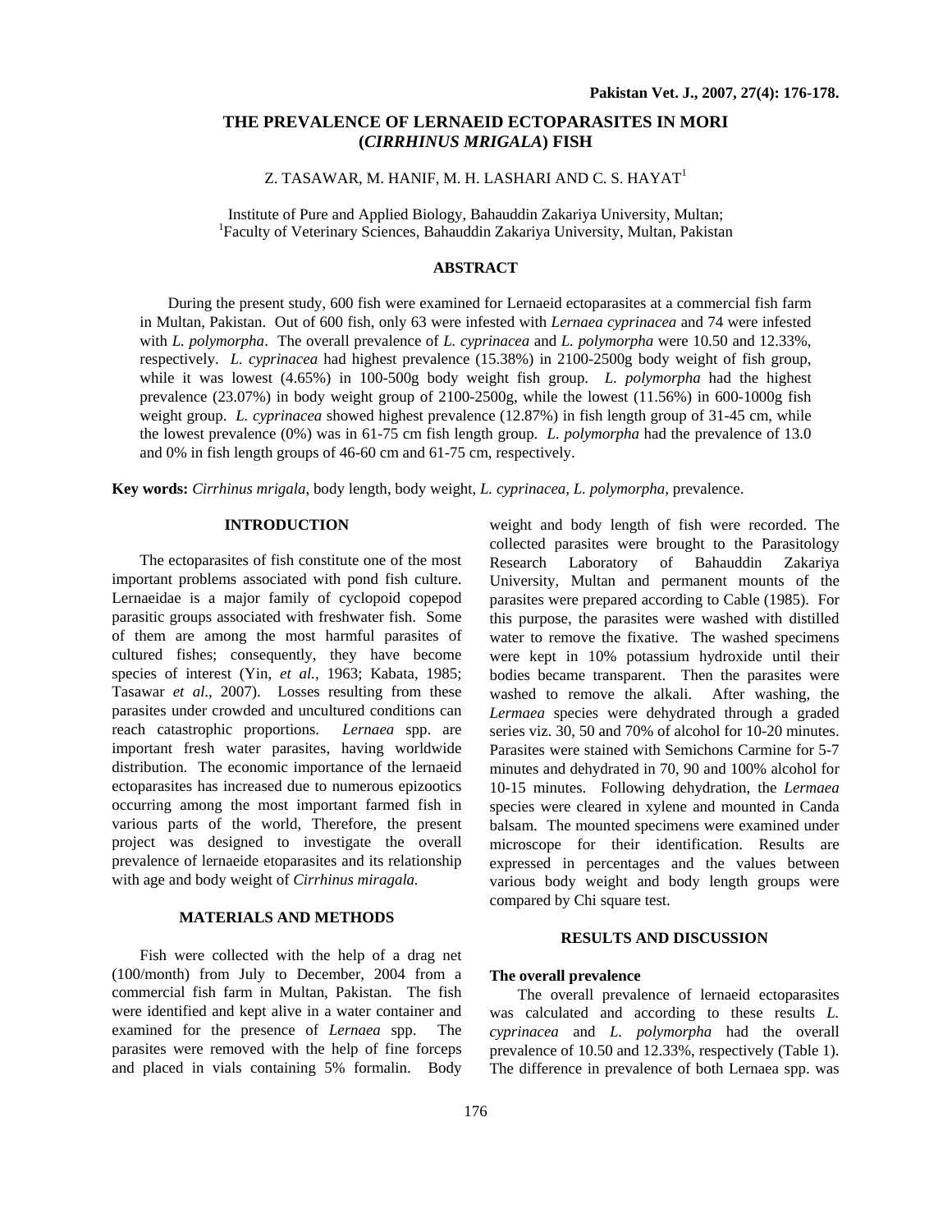# THE PREVALENCE OF LERNAEID ECTOPARASITES IN MORI (*CIRRHINUS MRIGALA*) FISH

Z. TASAWAR, M. HANIF, M. H. LASHARI AND C. S. HAYAT[1]

Institute of Pure and Applied Biology, Bahauddin Zakariya University, Multan;
[1]Faculty of Veterinary Sciences, Bahauddin Zakariya University, Multan, Pakistan

## ABSTRACT

During the present study, 600 fish were examined for Lernaeid ectoparasites at a commercial fish farm in Multan, Pakistan. Out of 600 fish, only 63 were infested with *Lernaea cyprinacea* and 74 were infested with *L. polymorpha*. The overall prevalence of *L. cyprinacea* and *L. polymorpha* were 10.50 and 12.33%, respectively. *L. cyprinacea* had highest prevalence (15.38%) in 2100-2500g body weight of fish group, while it was lowest (4.65%) in 100-500g body weight fish group. *L. polymorpha* had the highest prevalence (23.07%) in body weight group of 2100-2500g, while the lowest (11.56%) in 600-1000g fish weight group. *L. cyprinacea* showed highest prevalence (12.87%) in fish length group of 31-45 cm, while the lowest prevalence (0%) was in 61-75 cm fish length group. *L. polymorpha* had the prevalence of 13.0 and 0% in fish length groups of 46-60 cm and 61-75 cm, respectively.

**Key words:** *Cirrhinus mrigala*, body length, body weight, *L. cyprinacea*, *L. polymorpha*, prevalence.

## INTRODUCTION

The ectoparasites of fish constitute one of the most important problems associated with pond fish culture. Lernaeidae is a major family of cyclopoid copepod parasitic groups associated with freshwater fish. Some of them are among the most harmful parasites of cultured fishes; consequently, they have become species of interest (Yin, *et al.,* 1963; Kabata, 1985; Tasawar *et al*., 2007). Losses resulting from these parasites under crowded and uncultured conditions can reach catastrophic proportions. *Lernaea* spp. are important fresh water parasites, having worldwide distribution. The economic importance of the lernaeid ectoparasites has increased due to numerous epizootics occurring among the most important farmed fish in various parts of the world, Therefore, the present project was designed to investigate the overall prevalence of lernaeide etoparasites and its relationship with age and body weight of *Cirrhinus miragala.*

## MATERIALS AND METHODS

Fish were collected with the help of a drag net (100/month) from July to December, 2004 from a commercial fish farm in Multan, Pakistan. The fish were identified and kept alive in a water container and examined for the presence of *Lernaea* spp. The parasites were removed with the help of fine forceps and placed in vials containing 5% formalin. Body weight and body length of fish were recorded. The collected parasites were brought to the Parasitology Research Laboratory of Bahauddin Zakariya University, Multan and permanent mounts of the parasites were prepared according to Cable (1985). For this purpose, the parasites were washed with distilled water to remove the fixative. The washed specimens were kept in 10% potassium hydroxide until their bodies became transparent. Then the parasites were washed to remove the alkali. After washing, the *Lermaea* species were dehydrated through a graded series viz. 30, 50 and 70% of alcohol for 10-20 minutes. Parasites were stained with Semichons Carmine for 5-7 minutes and dehydrated in 70, 90 and 100% alcohol for 10-15 minutes. Following dehydration, the *Lermaea* species were cleared in xylene and mounted in Canda balsam. The mounted specimens were examined under microscope for their identification. Results are expressed in percentages and the values between various body weight and body length groups were compared by Chi square test.

## RESULTS AND DISCUSSION

### The overall prevalence

The overall prevalence of lernaeid ectoparasites was calculated and according to these results *L. cyprinacea* and *L. polymorpha* had the overall prevalence of 10.50 and 12.33%, respectively (Table 1). The difference in prevalence of both Lernaea spp. was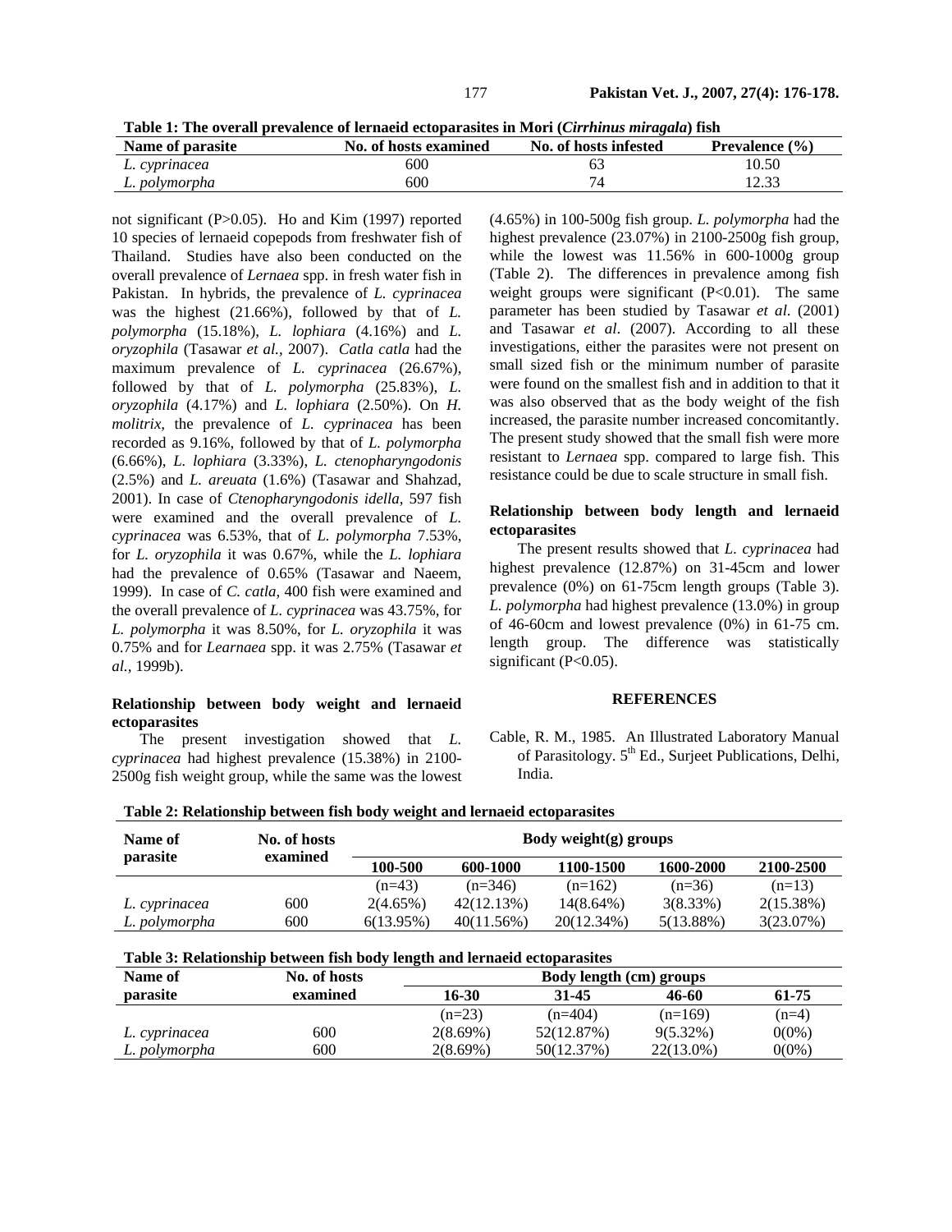**Table 1: The overall prevalence of lernaeid ectoparasites in Mori (*Cirrhinus miragala*) fish**

| Name of parasite | No. of hosts examined | No. of hosts infested | Prevalence (%) |
|---|---|---|---|
| *L. cyprinacea* | 600 | 63 | 10.50 |
| *L. polymorpha* | 600 | 74 | 12.33 |

not significant (P>0.05). Ho and Kim (1997) reported 10 species of lernaeid copepods from freshwater fish of Thailand. Studies have also been conducted on the overall prevalence of *Lernaea* spp. in fresh water fish in Pakistan. In hybrids, the prevalence of *L. cyprinacea* was the highest (21.66%), followed by that of *L. polymorpha* (15.18%), *L. lophiara* (4.16%) and *L. oryzophila* (Tasawar *et al.,* 2007). *Catla catla* had the maximum prevalence of *L. cyprinacea* (26.67%), followed by that of *L. polymorpha* (25.83%), *L. oryzophila* (4.17%) and *L. lophiara* (2.50%). On *H. molitrix,* the prevalence of *L. cyprinacea* has been recorded as 9.16%, followed by that of *L. polymorpha* (6.66%), *L. lophiara* (3.33%), *L. ctenopharyngodonis* (2.5%) and *L. areuata* (1.6%) (Tasawar and Shahzad, 2001). In case of *Ctenopharyngodonis idella*, 597 fish were examined and the overall prevalence of *L. cyprinacea* was 6.53%, that of *L. polymorpha* 7.53%, for *L. oryzophila* it was 0.67%, while the *L. lophiara* had the prevalence of 0.65% (Tasawar and Naeem, 1999). In case of *C. catla*, 400 fish were examined and the overall prevalence of *L. cyprinacea* was 43.75%, for *L. polymorpha* it was 8.50%, for *L. oryzophila* it was 0.75% and for *Learnaea* spp. it was 2.75% (Tasawar *et al.,* 1999b).

### Relationship between body weight and lernaeid ectoparasites

The present investigation showed that *L. cyprinacea* had highest prevalence (15.38%) in 2100-2500g fish weight group, while the same was the lowest (4.65%) in 100-500g fish group. *L. polymorpha* had the highest prevalence (23.07%) in 2100-2500g fish group, while the lowest was 11.56% in 600-1000g group (Table 2). The differences in prevalence among fish weight groups were significant (P<0.01). The same parameter has been studied by Tasawar *et al*. (2001) and Tasawar *et al*. (2007). According to all these investigations, either the parasites were not present on small sized fish or the minimum number of parasite were found on the smallest fish and in addition to that it was also observed that as the body weight of the fish increased, the parasite number increased concomitantly. The present study showed that the small fish were more resistant to *Lernaea* spp. compared to large fish. This resistance could be due to scale structure in small fish.

### Relationship between body length and lernaeid ectoparasites

The present results showed that *L. cyprinacea* had highest prevalence (12.87%) on 31-45cm and lower prevalence (0%) on 61-75cm length groups (Table 3). *L. polymorpha* had highest prevalence (13.0%) in group of 46-60cm and lowest prevalence (0%) in 61-75 cm. length group. The difference was statistically significant (P<0.05).

### REFERENCES

Cable, R. M., 1985. An Illustrated Laboratory Manual of Parasitology. 5th Ed., Surjeet Publications, Delhi, India.

**Table 2: Relationship between fish body weight and lernaeid ectoparasites**

| Name of parasite | No. of hosts examined | Body weight(g) groups | | | | |
|---|---|---|---|---|---|---|
| | | 100-500 | 600-1000 | 1100-1500 | 1600-2000 | 2100-2500 |
| | | (n=43) | (n=346) | (n=162) | (n=36) | (n=13) |
| *L. cyprinacea* | 600 | 2(4.65%) | 42(12.13%) | 14(8.64%) | 3(8.33%) | 2(15.38%) |
| *L. polymorpha* | 600 | 6(13.95%) | 40(11.56%) | 20(12.34%) | 5(13.88%) | 3(23.07%) |

**Table 3: Relationship between fish body length and lernaeid ectoparasites**

| Name of parasite | No. of hosts examined | Body length (cm) groups | | | |
|---|---|---|---|---|---|
| | | 16-30 | 31-45 | 46-60 | 61-75 |
| | | (n=23) | (n=404) | (n=169) | (n=4) |
| *L. cyprinacea* | 600 | 2(8.69%) | 52(12.87%) | 9(5.32%) | 0(0%) |
| *L. polymorpha* | 600 | 2(8.69%) | 50(12.37%) | 22(13.0%) | 0(0%) |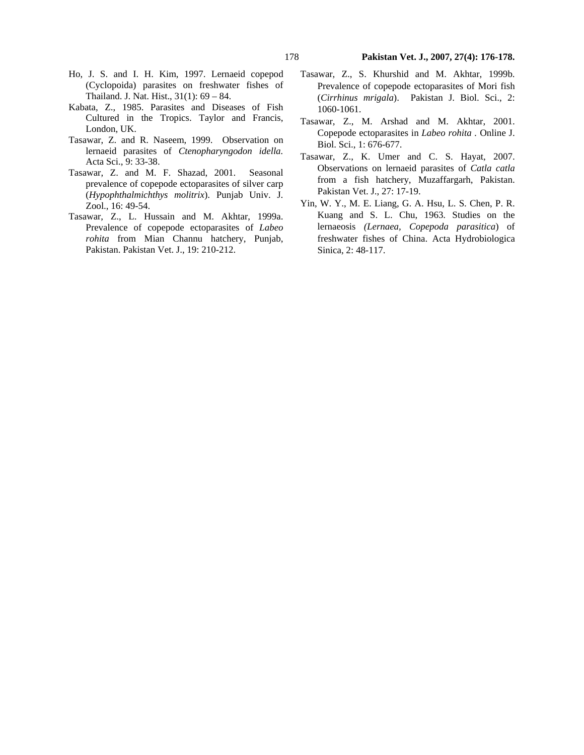Ho, J. S. and I. H. Kim, 1997. Lernaeid copepod (Cyclopoida) parasites on freshwater fishes of Thailand. J. Nat. Hist., 31(1): 69 – 84.

Kabata, Z., 1985. Parasites and Diseases of Fish Cultured in the Tropics. Taylor and Francis, London, UK.

Tasawar, Z. and R. Naseem, 1999. Observation on lernaeid parasites of *Ctenopharyngodon idella*. Acta Sci., 9: 33-38.

Tasawar, Z. and M. F. Shazad, 2001. Seasonal prevalence of copepode ectoparasites of silver carp (*Hypophthalmichthys molitrix*). Punjab Univ. J. Zool., 16: 49-54.

Tasawar, Z., L. Hussain and M. Akhtar, 1999a. Prevalence of copepode ectoparasites of *Labeo rohita* from Mian Channu hatchery, Punjab, Pakistan. Pakistan Vet. J., 19: 210-212.

Tasawar, Z., S. Khurshid and M. Akhtar, 1999b. Prevalence of copepode ectoparasites of Mori fish (*Cirrhinus mrigala*). Pakistan J. Biol. Sci., 2: 1060-1061.

Tasawar, Z., M. Arshad and M. Akhtar, 2001. Copepode ectoparasites in *Labeo rohita* . Online J. Biol. Sci., 1: 676-677.

Tasawar, Z., K. Umer and C. S. Hayat, 2007. Observations on lernaeid parasites of *Catla catla* from a fish hatchery, Muzaffargarh, Pakistan. Pakistan Vet. J., 27: 17-19.

Yin, W. Y., M. E. Liang, G. A. Hsu, L. S. Chen, P. R. Kuang and S. L. Chu, 1963. Studies on the lernaeosis *(Lernaea, Copepoda parasitica*) of freshwater fishes of China. Acta Hydrobiologica Sinica, 2: 48-117.